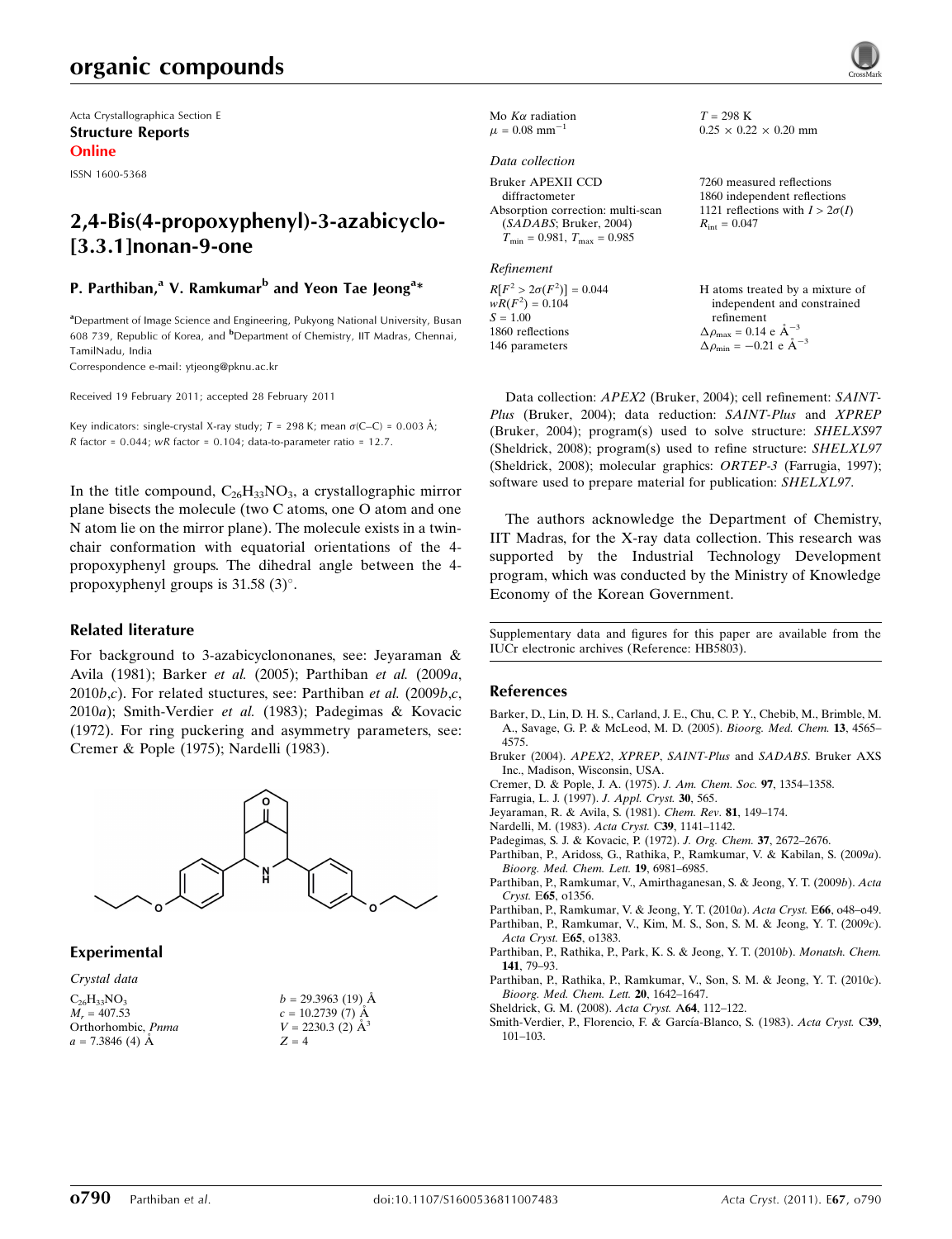organic compounds

Acta Crystallographica Section E
**Structure Reports Online**

ISSN 1600-5368

# 2,4-Bis(4-propoxyphenyl)-3-azabicyclo-[3.3.1]nonan-9-one

## P. Parthiban,[a] V. Ramkumar[b] and Yeon Tae Jeong[a]*

[a]Department of Image Science and Engineering, Pukyong National University, Busan 608 739, Republic of Korea, and [b]Department of Chemistry, IIT Madras, Chennai, TamilNadu, India
Correspondence e-mail: ytjeong@pknu.ac.kr

Received 19 February 2011; accepted 28 February 2011

Key indicators: single-crystal X-ray study; $T$ = 298 K; mean $\sigma$(C–C) = 0.003 Å; $R$ factor = 0.044; $wR$ factor = 0.104; data-to-parameter ratio = 12.7.

In the title compound, $C_{26}H_{33}NO_3$, a crystallographic mirror plane bisects the molecule (two C atoms, one O atom and one N atom lie on the mirror plane). The molecule exists in a twin-chair conformation with equatorial orientations of the 4-propoxyphenyl groups. The dihedral angle between the 4-propoxyphenyl groups is 31.58 (3)°.

### Related literature

For background to 3-azabicyclononanes, see: Jeyaraman & Avila (1981); Barker *et al.* (2005); Parthiban *et al.* (2009*a*, 2010*b*,*c*). For related stuctures, see: Parthiban *et al.* (2009*b*,*c*, 2010*a*); Smith-Verdier *et al.* (1983); Padegimas & Kovacic (1972). For ring puckering and asymmetry parameters, see: Cremer & Pople (1975); Nardelli (1983).

### Experimental

*Crystal data*

$C_{26}H_{33}NO_3$
$M_r$ = 407.53
Orthorhombic, $Pnma$
$a$ = 7.3846 (4) Å
$b$ = 29.3963 (19) Å
$c$ = 10.2739 (7) Å
$V$ = 2230.3 (2) Å$^3$
$Z$ = 4
Mo $K\alpha$ radiation
$\mu$ = 0.08 mm$^{-1}$
$T$ = 298 K
0.25 × 0.22 × 0.20 mm

*Data collection*

Bruker APEXII CCD diffractometer
Absorption correction: multi-scan (*SADABS*; Bruker, 2004)
$T_{min}$ = 0.981, $T_{max}$ = 0.985
7260 measured reflections
1860 independent reflections
1121 reflections with $I > 2\sigma(I)$
$R_{int}$ = 0.047

*Refinement*

$R[F^2 > 2\sigma(F^2)]$ = 0.044
$wR(F^2)$ = 0.104
$S$ = 1.00
1860 reflections
146 parameters
H atoms treated by a mixture of independent and constrained refinement
$\Delta\rho_{max}$ = 0.14 e Å$^{-3}$
$\Delta\rho_{min}$ = −0.21 e Å$^{-3}$

Data collection: *APEX2* (Bruker, 2004); cell refinement: *SAINT-Plus* (Bruker, 2004); data reduction: *SAINT-Plus* and *XPREP* (Bruker, 2004); program(s) used to solve structure: *SHELXS97* (Sheldrick, 2008); program(s) used to refine structure: *SHELXL97* (Sheldrick, 2008); molecular graphics: *ORTEP-3* (Farrugia, 1997); software used to prepare material for publication: *SHELXL97*.

The authors acknowledge the Department of Chemistry, IIT Madras, for the X-ray data collection. This research was supported by the Industrial Technology Development program, which was conducted by the Ministry of Knowledge Economy of the Korean Government.

Supplementary data and figures for this paper are available from the IUCr electronic archives (Reference: HB5803).

### References

Barker, D., Lin, D. H. S., Carland, J. E., Chu, C. P. Y., Chebib, M., Brimble, M. A., Savage, G. P. & McLeod, M. D. (2005). *Bioorg. Med. Chem.* **13**, 4565–4575.
Bruker (2004). *APEX2*, *XPREP*, *SAINT-Plus* and *SADABS*. Bruker AXS Inc., Madison, Wisconsin, USA.
Cremer, D. & Pople, J. A. (1975). *J. Am. Chem. Soc.* **97**, 1354–1358.
Farrugia, L. J. (1997). *J. Appl. Cryst.* **30**, 565.
Jeyaraman, R. & Avila, S. (1981). *Chem. Rev.* **81**, 149–174.
Nardelli, M. (1983). *Acta Cryst.* C**39**, 1141–1142.
Padegimas, S. J. & Kovacic, P. (1972). *J. Org. Chem.* **37**, 2672–2676.
Parthiban, P., Aridoss, G., Rathika, P., Ramkumar, V. & Kabilan, S. (2009*a*). *Bioorg. Med. Chem. Lett.* **19**, 6981–6985.
Parthiban, P., Ramkumar, V., Amirthaganesan, S. & Jeong, Y. T. (2009*b*). *Acta Cryst.* E**65**, o1356.
Parthiban, P., Ramkumar, V. & Jeong, Y. T. (2010*a*). *Acta Cryst.* E**66**, o48–o49.
Parthiban, P., Ramkumar, V., Kim, M. S., Son, S. M. & Jeong, Y. T. (2009*c*). *Acta Cryst.* E**65**, o1383.
Parthiban, P., Rathika, P., Park, K. S. & Jeong, Y. T. (2010*b*). *Monatsh. Chem.* **141**, 79–93.
Parthiban, P., Rathika, P., Ramkumar, V., Son, S. M. & Jeong, Y. T. (2010*c*). *Bioorg. Med. Chem. Lett.* **20**, 1642–1647.
Sheldrick, G. M. (2008). *Acta Cryst.* A**64**, 112–122.
Smith-Verdier, P., Florencio, F. & García-Blanco, S. (1983). *Acta Cryst.* C**39**, 101–103.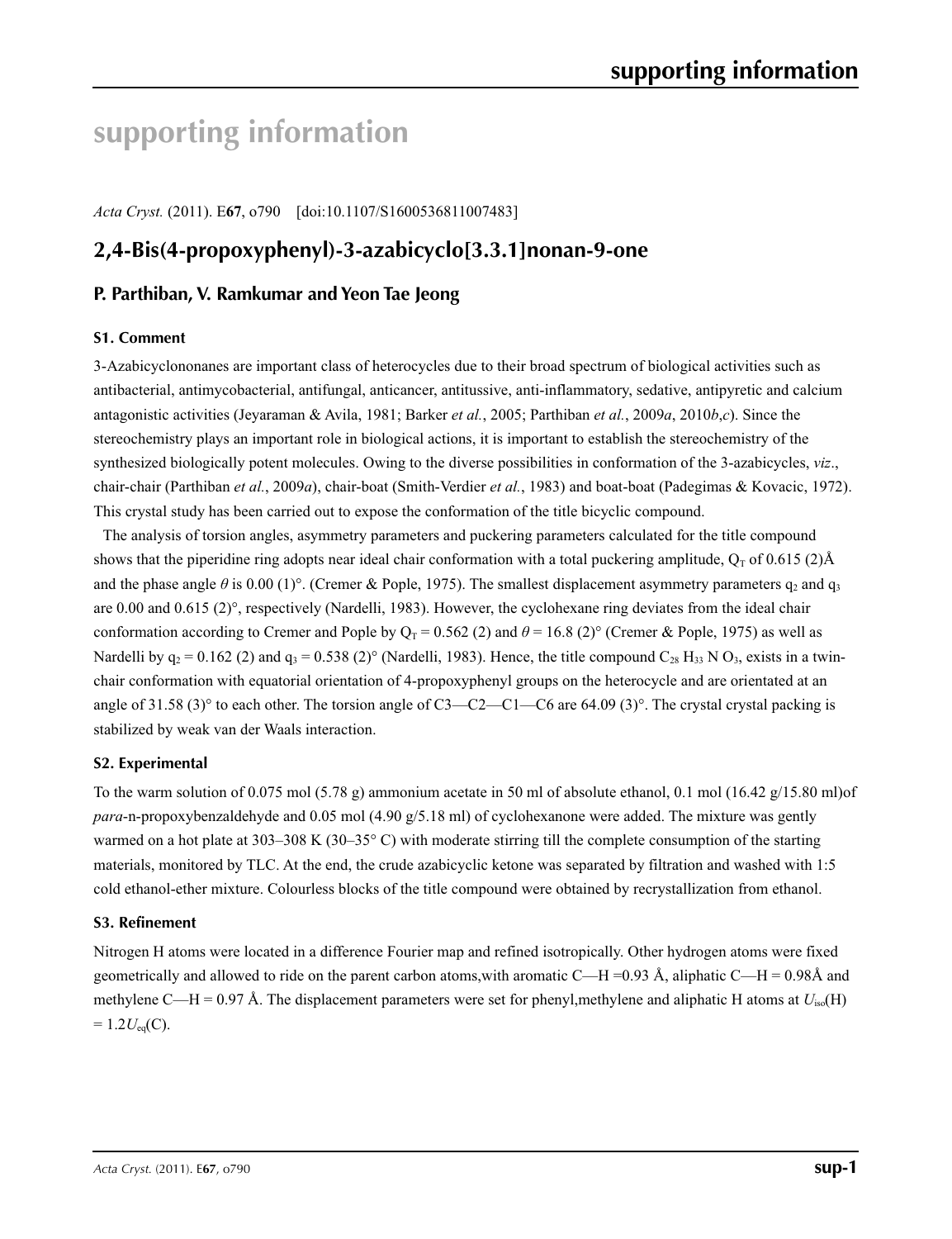# supporting information

*Acta Cryst.* (2011). E**67**, o790 [doi:10.1107/S1600536811007483]

## 2,4-Bis(4-propoxyphenyl)-3-azabicyclo[3.3.1]nonan-9-one

### P. Parthiban, V. Ramkumar and Yeon Tae Jeong

#### S1. Comment

3-Azabicyclononanes are important class of heterocycles due to their broad spectrum of biological activities such as antibacterial, antimycobacterial, antifungal, anticancer, antitussive, anti-inflammatory, sedative, antipyretic and calcium antagonistic activities (Jeyaraman & Avila, 1981; Barker *et al.*, 2005; Parthiban *et al.*, 2009*a*, 2010*b*,*c*). Since the stereochemistry plays an important role in biological actions, it is important to establish the stereochemistry of the synthesized biologically potent molecules. Owing to the diverse possibilities in conformation of the 3-azabicycles, *viz*., chair-chair (Parthiban *et al.*, 2009*a*), chair-boat (Smith-Verdier *et al.*, 1983) and boat-boat (Padegimas & Kovacic, 1972). This crystal study has been carried out to expose the conformation of the title bicyclic compound.

The analysis of torsion angles, asymmetry parameters and puckering parameters calculated for the title compound shows that the piperidine ring adopts near ideal chair conformation with a total puckering amplitude, $Q_T$ of 0.615 (2)Å and the phase angle $\theta$ is 0.00 (1)°. (Cremer & Pople, 1975). The smallest displacement asymmetry parameters $q_2$ and $q_3$ are 0.00 and 0.615 (2)°, respectively (Nardelli, 1983). However, the cyclohexane ring deviates from the ideal chair conformation according to Cremer and Pople by $Q_T$ = 0.562 (2) and $\theta$ = 16.8 (2)° (Cremer & Pople, 1975) as well as Nardelli by $q_2$ = 0.162 (2) and $q_3$ = 0.538 (2)° (Nardelli, 1983). Hence, the title compound $C_{28}H_{33}NO_3$, exists in a twin-chair conformation with equatorial orientation of 4-propoxyphenyl groups on the heterocycle and are orientated at an angle of 31.58 (3)° to each other. The torsion angle of C3—C2—C1—C6 are 64.09 (3)°. The crystal crystal packing is stabilized by weak van der Waals interaction.

#### S2. Experimental

To the warm solution of 0.075 mol (5.78 g) ammonium acetate in 50 ml of absolute ethanol, 0.1 mol (16.42 g/15.80 ml)of *para*-n-propoxybenzaldehyde and 0.05 mol (4.90 g/5.18 ml) of cyclohexanone were added. The mixture was gently warmed on a hot plate at 303–308 K (30–35° C) with moderate stirring till the complete consumption of the starting materials, monitored by TLC. At the end, the crude azabicyclic ketone was separated by filtration and washed with 1:5 cold ethanol-ether mixture. Colourless blocks of the title compound were obtained by recrystallization from ethanol.

#### S3. Refinement

Nitrogen H atoms were located in a difference Fourier map and refined isotropically. Other hydrogen atoms were fixed geometrically and allowed to ride on the parent carbon atoms,with aromatic C—H =0.93 Å, aliphatic C—H = 0.98Å and methylene C—H = 0.97 Å. The displacement parameters were set for phenyl,methylene and aliphatic H atoms at $U_{iso}$(H) = 1.2$U_{eq}$(C).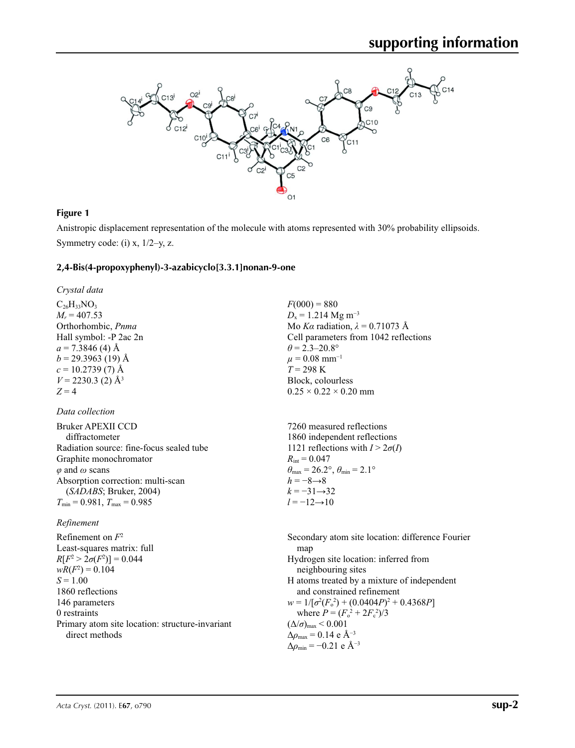**Figure 1**

Anistropic displacement representation of the molecule with atoms represented with 30% probability ellipsoids. Symmetry code: (i) x, 1/2–y, z.

## 2,4-Bis(4-propoxyphenyl)-3-azabicyclo[3.3.1]nonan-9-one

### *Crystal data*

$C_{26}H_{33}NO_3$
$M_r = 407.53$
Orthorhombic, *Pnma*
Hall symbol: -P 2ac 2n
$a = 7.3846$ (4) Å
$b = 29.3963$ (19) Å
$c = 10.2739$ (7) Å
$V = 2230.3$ (2) Å$^3$
$Z = 4$
$F(000) = 880$
$D_x = 1.214$ Mg m$^{-3}$
Mo $K\alpha$ radiation, $\lambda = 0.71073$ Å
Cell parameters from 1042 reflections
$\theta = 2.3$–$20.8°$
$\mu = 0.08$ mm$^{-1}$
$T = 298$ K
Block, colourless
0.25 × 0.22 × 0.20 mm

### *Data collection*

Bruker APEXII CCD diffractometer
Radiation source: fine-focus sealed tube
Graphite monochromator
$\varphi$ and $\omega$ scans
Absorption correction: multi-scan (*SADABS*; Bruker, 2004)
$T_{\min} = 0.981$, $T_{\max} = 0.985$
7260 measured reflections
1860 independent reflections
1121 reflections with $I > 2\sigma(I)$
$R_{\text{int}} = 0.047$
$\theta_{\max} = 26.2°$, $\theta_{\min} = 2.1°$
$h = -8 \rightarrow 8$
$k = -31 \rightarrow 32$
$l = -12 \rightarrow 10$

### *Refinement*

Refinement on $F^2$
Least-squares matrix: full
$R[F^2 > 2\sigma(F^2)] = 0.044$
$wR(F^2) = 0.104$
$S = 1.00$
1860 reflections
146 parameters
0 restraints
Primary atom site location: structure-invariant direct methods
Secondary atom site location: difference Fourier map
Hydrogen site location: inferred from neighbouring sites
H atoms treated by a mixture of independent and constrained refinement
$w = 1/[\sigma^2(F_o^2) + (0.0404P)^2 + 0.4368P]$ where $P = (F_o^2 + 2F_c^2)/3$
$(\Delta/\sigma)_{\max} < 0.001$
$\Delta\rho_{\max} = 0.14$ e Å$^{-3}$
$\Delta\rho_{\min} = -0.21$ e Å$^{-3}$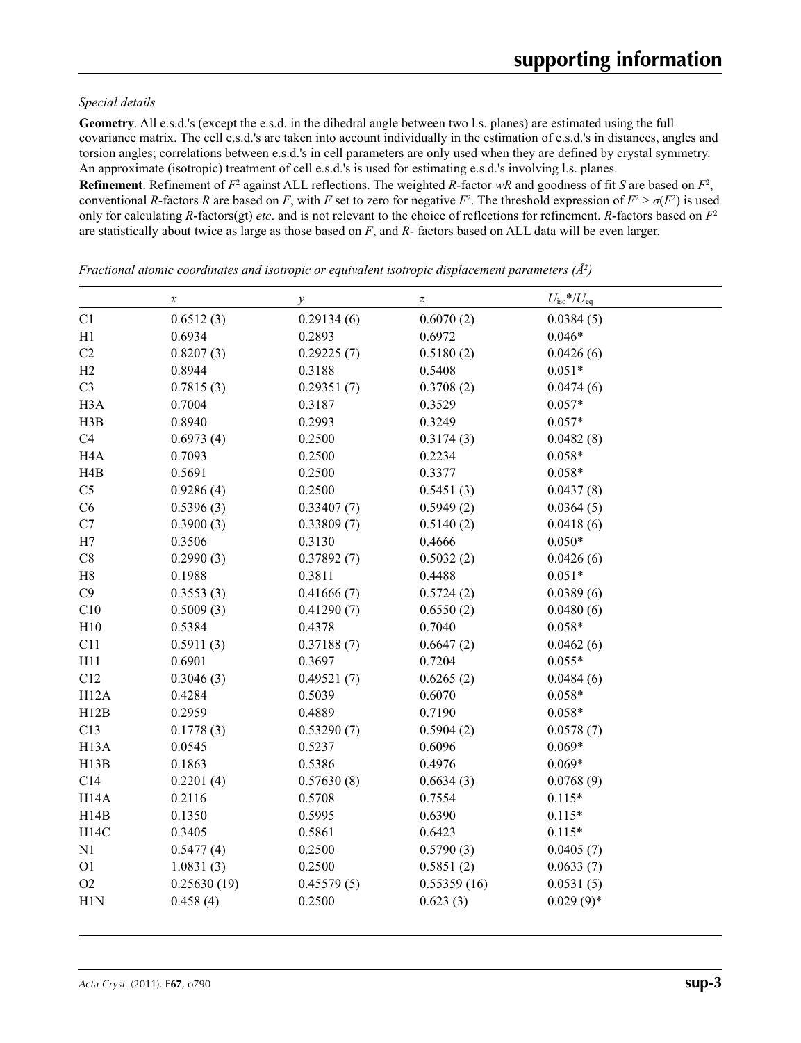*Special details*

**Geometry**. All e.s.d.'s (except the e.s.d. in the dihedral angle between two l.s. planes) are estimated using the full covariance matrix. The cell e.s.d.'s are taken into account individually in the estimation of e.s.d.'s in distances, angles and torsion angles; correlations between e.s.d.'s in cell parameters are only used when they are defined by crystal symmetry. An approximate (isotropic) treatment of cell e.s.d.'s is used for estimating e.s.d.'s involving l.s. planes.

**Refinement**. Refinement of $F^2$ against ALL reflections. The weighted $R$-factor $wR$ and goodness of fit $S$ are based on $F^2$, conventional $R$-factors $R$ are based on $F$, with $F$ set to zero for negative $F^2$. The threshold expression of $F^2 > \sigma(F^2)$ is used only for calculating $R$-factors(gt) *etc*. and is not relevant to the choice of reflections for refinement. $R$-factors based on $F^2$ are statistically about twice as large as those based on $F$, and $R$- factors based on ALL data will be even larger.

*Fractional atomic coordinates and isotropic or equivalent isotropic displacement parameters (Å²)*

| | $x$ | $y$ | $z$ | $U_{iso}$*/$U_{eq}$ |
|---|---|---|---|---|
| C1 | 0.6512 (3) | 0.29134 (6) | 0.6070 (2) | 0.0384 (5) |
| H1 | 0.6934 | 0.2893 | 0.6972 | 0.046* |
| C2 | 0.8207 (3) | 0.29225 (7) | 0.5180 (2) | 0.0426 (6) |
| H2 | 0.8944 | 0.3188 | 0.5408 | 0.051* |
| C3 | 0.7815 (3) | 0.29351 (7) | 0.3708 (2) | 0.0474 (6) |
| H3A | 0.7004 | 0.3187 | 0.3529 | 0.057* |
| H3B | 0.8940 | 0.2993 | 0.3249 | 0.057* |
| C4 | 0.6973 (4) | 0.2500 | 0.3174 (3) | 0.0482 (8) |
| H4A | 0.7093 | 0.2500 | 0.2234 | 0.058* |
| H4B | 0.5691 | 0.2500 | 0.3377 | 0.058* |
| C5 | 0.9286 (4) | 0.2500 | 0.5451 (3) | 0.0437 (8) |
| C6 | 0.5396 (3) | 0.33407 (7) | 0.5949 (2) | 0.0364 (5) |
| C7 | 0.3900 (3) | 0.33809 (7) | 0.5140 (2) | 0.0418 (6) |
| H7 | 0.3506 | 0.3130 | 0.4666 | 0.050* |
| C8 | 0.2990 (3) | 0.37892 (7) | 0.5032 (2) | 0.0426 (6) |
| H8 | 0.1988 | 0.3811 | 0.4488 | 0.051* |
| C9 | 0.3553 (3) | 0.41666 (7) | 0.5724 (2) | 0.0389 (6) |
| C10 | 0.5009 (3) | 0.41290 (7) | 0.6550 (2) | 0.0480 (6) |
| H10 | 0.5384 | 0.4378 | 0.7040 | 0.058* |
| C11 | 0.5911 (3) | 0.37188 (7) | 0.6647 (2) | 0.0462 (6) |
| H11 | 0.6901 | 0.3697 | 0.7204 | 0.055* |
| C12 | 0.3046 (3) | 0.49521 (7) | 0.6265 (2) | 0.0484 (6) |
| H12A | 0.4284 | 0.5039 | 0.6070 | 0.058* |
| H12B | 0.2959 | 0.4889 | 0.7190 | 0.058* |
| C13 | 0.1778 (3) | 0.53290 (7) | 0.5904 (2) | 0.0578 (7) |
| H13A | 0.0545 | 0.5237 | 0.6096 | 0.069* |
| H13B | 0.1863 | 0.5386 | 0.4976 | 0.069* |
| C14 | 0.2201 (4) | 0.57630 (8) | 0.6634 (3) | 0.0768 (9) |
| H14A | 0.2116 | 0.5708 | 0.7554 | 0.115* |
| H14B | 0.1350 | 0.5995 | 0.6390 | 0.115* |
| H14C | 0.3405 | 0.5861 | 0.6423 | 0.115* |
| N1 | 0.5477 (4) | 0.2500 | 0.5790 (3) | 0.0405 (7) |
| O1 | 1.0831 (3) | 0.2500 | 0.5851 (2) | 0.0633 (7) |
| O2 | 0.25630 (19) | 0.45579 (5) | 0.55359 (16) | 0.0531 (5) |
| H1N | 0.458 (4) | 0.2500 | 0.623 (3) | 0.029 (9)* |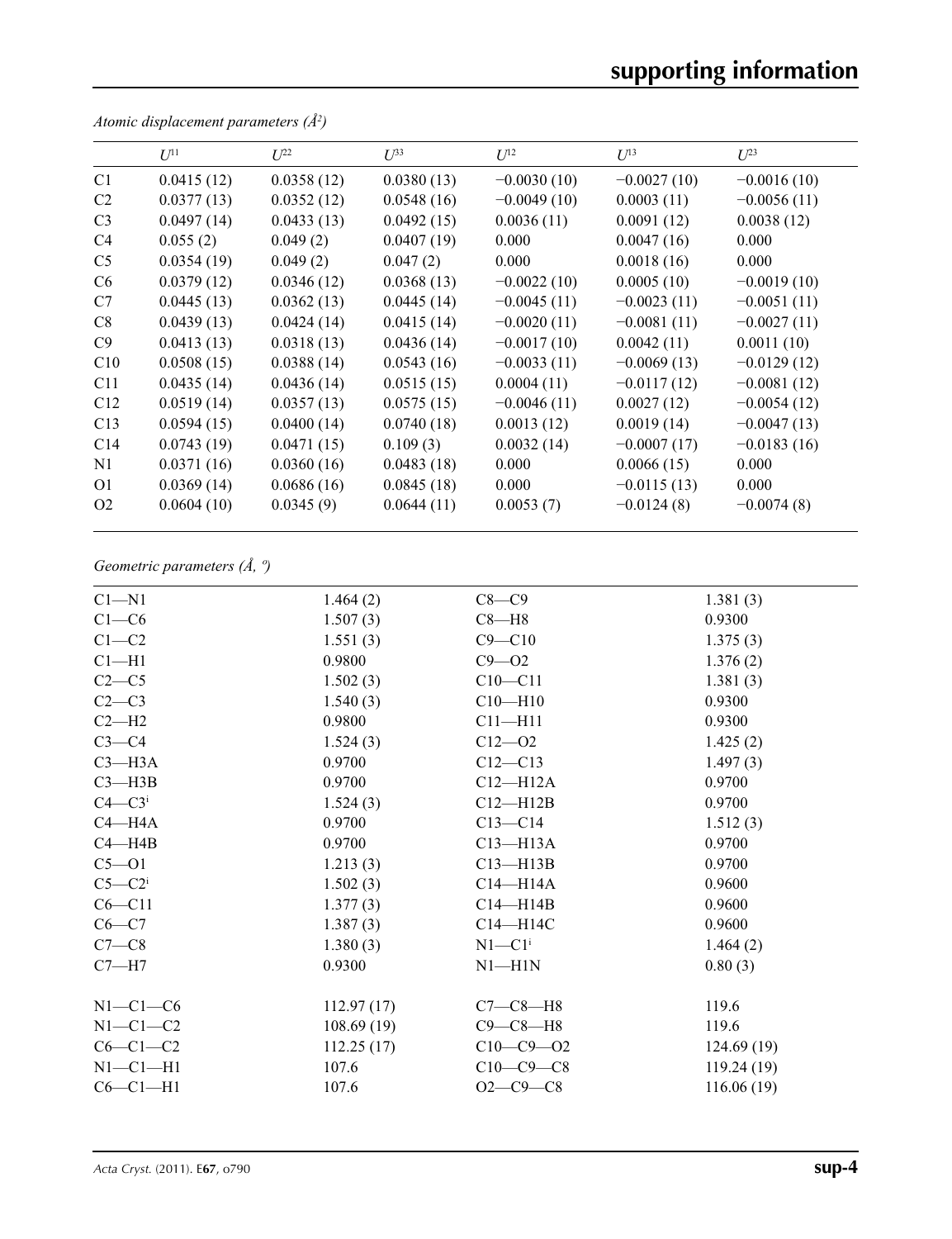*Atomic displacement parameters (Å²)*

| | $U^{11}$ | $U^{22}$ | $U^{33}$ | $U^{12}$ | $U^{13}$ | $U^{23}$ |
|---|---|---|---|---|---|---|
| C1 | 0.0415 (12) | 0.0358 (12) | 0.0380 (13) | −0.0030 (10) | −0.0027 (10) | −0.0016 (10) |
| C2 | 0.0377 (13) | 0.0352 (12) | 0.0548 (16) | −0.0049 (10) | 0.0003 (11) | −0.0056 (11) |
| C3 | 0.0497 (14) | 0.0433 (13) | 0.0492 (15) | 0.0036 (11) | 0.0091 (12) | 0.0038 (12) |
| C4 | 0.055 (2) | 0.049 (2) | 0.0407 (19) | 0.000 | 0.0047 (16) | 0.000 |
| C5 | 0.0354 (19) | 0.049 (2) | 0.047 (2) | 0.000 | 0.0018 (16) | 0.000 |
| C6 | 0.0379 (12) | 0.0346 (12) | 0.0368 (13) | −0.0022 (10) | 0.0005 (10) | −0.0019 (10) |
| C7 | 0.0445 (13) | 0.0362 (13) | 0.0445 (14) | −0.0045 (11) | −0.0023 (11) | −0.0051 (11) |
| C8 | 0.0439 (13) | 0.0424 (14) | 0.0415 (14) | −0.0020 (11) | −0.0081 (11) | −0.0027 (11) |
| C9 | 0.0413 (13) | 0.0318 (13) | 0.0436 (14) | −0.0017 (10) | 0.0042 (11) | 0.0011 (10) |
| C10 | 0.0508 (15) | 0.0388 (14) | 0.0543 (16) | −0.0033 (11) | −0.0069 (13) | −0.0129 (12) |
| C11 | 0.0435 (14) | 0.0436 (14) | 0.0515 (15) | 0.0004 (11) | −0.0117 (12) | −0.0081 (12) |
| C12 | 0.0519 (14) | 0.0357 (13) | 0.0575 (15) | −0.0046 (11) | 0.0027 (12) | −0.0054 (12) |
| C13 | 0.0594 (15) | 0.0400 (14) | 0.0740 (18) | 0.0013 (12) | 0.0019 (14) | −0.0047 (13) |
| C14 | 0.0743 (19) | 0.0471 (15) | 0.109 (3) | 0.0032 (14) | −0.0007 (17) | −0.0183 (16) |
| N1 | 0.0371 (16) | 0.0360 (16) | 0.0483 (18) | 0.000 | 0.0066 (15) | 0.000 |
| O1 | 0.0369 (14) | 0.0686 (16) | 0.0845 (18) | 0.000 | −0.0115 (13) | 0.000 |
| O2 | 0.0604 (10) | 0.0345 (9) | 0.0644 (11) | 0.0053 (7) | −0.0124 (8) | −0.0074 (8) |

*Geometric parameters (Å, º)*

| | | | |
|---|---|---|---|
| C1—N1 | 1.464 (2) | C8—C9 | 1.381 (3) |
| C1—C6 | 1.507 (3) | C8—H8 | 0.9300 |
| C1—C2 | 1.551 (3) | C9—C10 | 1.375 (3) |
| C1—H1 | 0.9800 | C9—O2 | 1.376 (2) |
| C2—C5 | 1.502 (3) | C10—C11 | 1.381 (3) |
| C2—C3 | 1.540 (3) | C10—H10 | 0.9300 |
| C2—H2 | 0.9800 | C11—H11 | 0.9300 |
| C3—C4 | 1.524 (3) | C12—O2 | 1.425 (2) |
| C3—H3A | 0.9700 | C12—C13 | 1.497 (3) |
| C3—H3B | 0.9700 | C12—H12A | 0.9700 |
| C4—C3[i] | 1.524 (3) | C12—H12B | 0.9700 |
| C4—H4A | 0.9700 | C13—C14 | 1.512 (3) |
| C4—H4B | 0.9700 | C13—H13A | 0.9700 |
| C5—O1 | 1.213 (3) | C13—H13B | 0.9700 |
| C5—C2[i] | 1.502 (3) | C14—H14A | 0.9600 |
| C6—C11 | 1.377 (3) | C14—H14B | 0.9600 |
| C6—C7 | 1.387 (3) | C14—H14C | 0.9600 |
| C7—C8 | 1.380 (3) | N1—C1[i] | 1.464 (2) |
| C7—H7 | 0.9300 | N1—H1N | 0.80 (3) |
| | | | |
| N1—C1—C6 | 112.97 (17) | C7—C8—H8 | 119.6 |
| N1—C1—C2 | 108.69 (19) | C9—C8—H8 | 119.6 |
| C6—C1—C2 | 112.25 (17) | C10—C9—O2 | 124.69 (19) |
| N1—C1—H1 | 107.6 | C10—C9—C8 | 119.24 (19) |
| C6—C1—H1 | 107.6 | O2—C9—C8 | 116.06 (19) |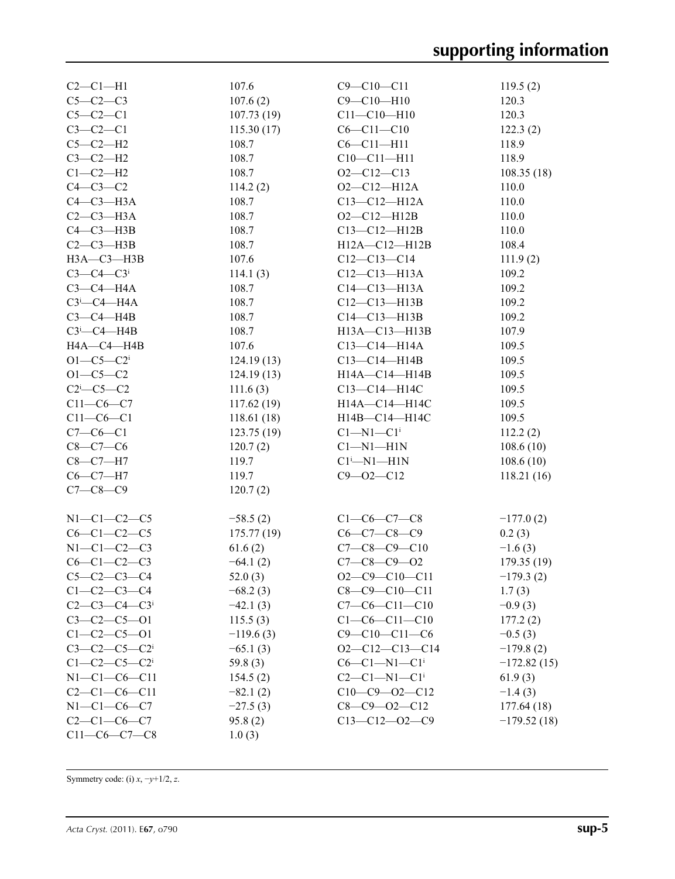| | | | |
|---|---|---|---|
| C2—C1—H1 | 107.6 | C9—C10—C11 | 119.5 (2) |
| C5—C2—C3 | 107.6 (2) | C9—C10—H10 | 120.3 |
| C5—C2—C1 | 107.73 (19) | C11—C10—H10 | 120.3 |
| C3—C2—C1 | 115.30 (17) | C6—C11—C10 | 122.3 (2) |
| C5—C2—H2 | 108.7 | C6—C11—H11 | 118.9 |
| C3—C2—H2 | 108.7 | C10—C11—H11 | 118.9 |
| C1—C2—H2 | 108.7 | O2—C12—C13 | 108.35 (18) |
| C4—C3—C2 | 114.2 (2) | O2—C12—H12A | 110.0 |
| C4—C3—H3A | 108.7 | C13—C12—H12A | 110.0 |
| C2—C3—H3A | 108.7 | O2—C12—H12B | 110.0 |
| C4—C3—H3B | 108.7 | C13—C12—H12B | 110.0 |
| C2—C3—H3B | 108.7 | H12A—C12—H12B | 108.4 |
| H3A—C3—H3B | 107.6 | C12—C13—C14 | 111.9 (2) |
| C3—C4—C3$^{i}$ | 114.1 (3) | C12—C13—H13A | 109.2 |
| C3—C4—H4A | 108.7 | C14—C13—H13A | 109.2 |
| C3$^{i}$—C4—H4A | 108.7 | C12—C13—H13B | 109.2 |
| C3—C4—H4B | 108.7 | C14—C13—H13B | 109.2 |
| C3$^{i}$—C4—H4B | 108.7 | H13A—C13—H13B | 107.9 |
| H4A—C4—H4B | 107.6 | C13—C14—H14A | 109.5 |
| O1—C5—C2$^{i}$ | 124.19 (13) | C13—C14—H14B | 109.5 |
| O1—C5—C2 | 124.19 (13) | H14A—C14—H14B | 109.5 |
| C2$^{i}$—C5—C2 | 111.6 (3) | C13—C14—H14C | 109.5 |
| C11—C6—C7 | 117.62 (19) | H14A—C14—H14C | 109.5 |
| C11—C6—C1 | 118.61 (18) | H14B—C14—H14C | 109.5 |
| C7—C6—C1 | 123.75 (19) | C1—N1—C1$^{i}$ | 112.2 (2) |
| C8—C7—C6 | 120.7 (2) | C1—N1—H1N | 108.6 (10) |
| C8—C7—H7 | 119.7 | C1$^{i}$—N1—H1N | 108.6 (10) |
| C6—C7—H7 | 119.7 | C9—O2—C12 | 118.21 (16) |
| C7—C8—C9 | 120.7 (2) | | |

| | | | |
|---|---|---|---|
| N1—C1—C2—C5 | −58.5 (2) | C1—C6—C7—C8 | −177.0 (2) |
| C6—C1—C2—C5 | 175.77 (19) | C6—C7—C8—C9 | 0.2 (3) |
| N1—C1—C2—C3 | 61.6 (2) | C7—C8—C9—C10 | −1.6 (3) |
| C6—C1—C2—C3 | −64.1 (2) | C7—C8—C9—O2 | 179.35 (19) |
| C5—C2—C3—C4 | 52.0 (3) | O2—C9—C10—C11 | −179.3 (2) |
| C1—C2—C3—C4 | −68.2 (3) | C8—C9—C10—C11 | 1.7 (3) |
| C2—C3—C4—C3$^{i}$ | −42.1 (3) | C7—C6—C11—C10 | −0.9 (3) |
| C3—C2—C5—O1 | 115.5 (3) | C1—C6—C11—C10 | 177.2 (2) |
| C1—C2—C5—O1 | −119.6 (3) | C9—C10—C11—C6 | −0.5 (3) |
| C3—C2—C5—C2$^{i}$ | −65.1 (3) | O2—C12—C13—C14 | −179.8 (2) |
| C1—C2—C5—C2$^{i}$ | 59.8 (3) | C6—C1—N1—C1$^{i}$ | −172.82 (15) |
| N1—C1—C6—C11 | 154.5 (2) | C2—C1—N1—C1$^{i}$ | 61.9 (3) |
| C2—C1—C6—C11 | −82.1 (2) | C10—C9—O2—C12 | −1.4 (3) |
| N1—C1—C6—C7 | −27.5 (3) | C8—C9—O2—C12 | 177.64 (18) |
| C2—C1—C6—C7 | 95.8 (2) | C13—C12—O2—C9 | −179.52 (18) |
| C11—C6—C7—C8 | 1.0 (3) | | |

Symmetry code: (i) $x, -y+1/2, z$.